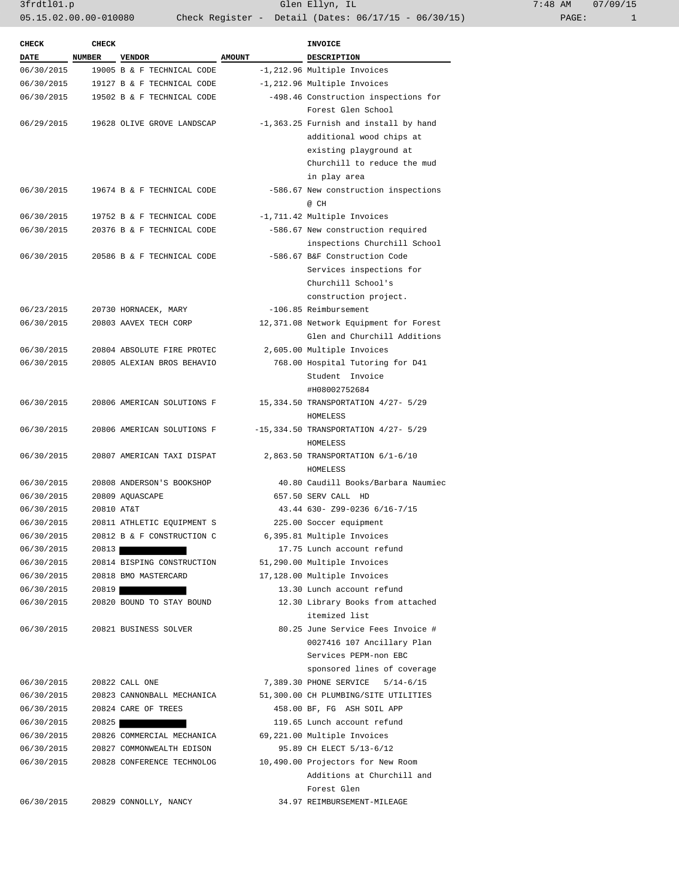| CHECK DATE | CHECK NUMBER | VENDOR | AMOUNT | INVOICE DESCRIPTION |
|---|---|---|---|---|
| 06/30/2015 | 19005 | B & F TECHNICAL CODE | -1,212.96 | Multiple Invoices |
| 06/30/2015 | 19127 | B & F TECHNICAL CODE | -1,212.96 | Multiple Invoices |
| 06/30/2015 | 19502 | B & F TECHNICAL CODE | -498.46 | Construction inspections for Forest Glen School |
| 06/29/2015 | 19628 | OLIVE GROVE LANDSCAP | -1,363.25 | Furnish and install by hand additional wood chips at existing playground at Churchill to reduce the mud in play area |
| 06/30/2015 | 19674 | B & F TECHNICAL CODE | -586.67 | New construction inspections @ CH |
| 06/30/2015 | 19752 | B & F TECHNICAL CODE | -1,711.42 | Multiple Invoices |
| 06/30/2015 | 20376 | B & F TECHNICAL CODE | -586.67 | New construction required inspections Churchill School |
| 06/30/2015 | 20586 | B & F TECHNICAL CODE | -586.67 | B&F Construction Code Services inspections for Churchill School's construction project. |
| 06/23/2015 | 20730 | HORNACEK, MARY | -106.85 | Reimbursement |
| 06/30/2015 | 20803 | AAVEX TECH CORP | 12,371.08 | Network Equipment for Forest Glen and Churchill Additions |
| 06/30/2015 | 20804 | ABSOLUTE FIRE PROTEC | 2,605.00 | Multiple Invoices |
| 06/30/2015 | 20805 | ALEXIAN BROS BEHAVIO | 768.00 | Hospital Tutoring for D41 Student Invoice #H08002752684 |
| 06/30/2015 | 20806 | AMERICAN SOLUTIONS F | 15,334.50 | TRANSPORTATION 4/27- 5/29 HOMELESS |
| 06/30/2015 | 20806 | AMERICAN SOLUTIONS F | -15,334.50 | TRANSPORTATION 4/27- 5/29 HOMELESS |
| 06/30/2015 | 20807 | AMERICAN TAXI DISPAT | 2,863.50 | TRANSPORTATION 6/1-6/10 HOMELESS |
| 06/30/2015 | 20808 | ANDERSON'S BOOKSHOP | 40.80 | Caudill Books/Barbara Naumiec |
| 06/30/2015 | 20809 | AQUASCAPE | 657.50 | SERV CALL HD |
| 06/30/2015 | 20810 | AT&T | 43.44 | 630- Z99-0236 6/16-7/15 |
| 06/30/2015 | 20811 | ATHLETIC EQUIPMENT S | 225.00 | Soccer equipment |
| 06/30/2015 | 20812 | B & F CONSTRUCTION C | 6,395.81 | Multiple Invoices |
| 06/30/2015 | 20813 | [REDACTED] | 17.75 | Lunch account refund |
| 06/30/2015 | 20814 | BISPING CONSTRUCTION | 51,290.00 | Multiple Invoices |
| 06/30/2015 | 20818 | BMO MASTERCARD | 17,128.00 | Multiple Invoices |
| 06/30/2015 | 20819 | [REDACTED] | 13.30 | Lunch account refund |
| 06/30/2015 | 20820 | BOUND TO STAY BOUND | 12.30 | Library Books from attached itemized list |
| 06/30/2015 | 20821 | BUSINESS SOLVER | 80.25 | June Service Fees Invoice # 0027416 107 Ancillary Plan Services PEPM-non EBC sponsored lines of coverage |
| 06/30/2015 | 20822 | CALL ONE | 7,389.30 | PHONE SERVICE 5/14-6/15 |
| 06/30/2015 | 20823 | CANNONBALL MECHANICA | 51,300.00 | CH PLUMBING/SITE UTILITIES |
| 06/30/2015 | 20824 | CARE OF TREES | 458.00 | BF, FG ASH SOIL APP |
| 06/30/2015 | 20825 | [REDACTED] | 119.65 | Lunch account refund |
| 06/30/2015 | 20826 | COMMERCIAL MECHANICA | 69,221.00 | Multiple Invoices |
| 06/30/2015 | 20827 | COMMONWEALTH EDISON | 95.89 | CH ELECT 5/13-6/12 |
| 06/30/2015 | 20828 | CONFERENCE TECHNOLOG | 10,490.00 | Projectors for New Room Additions at Churchill and Forest Glen |
| 06/30/2015 | 20829 | CONNOLLY, NANCY | 34.97 | REIMBURSEMENT-MILEAGE |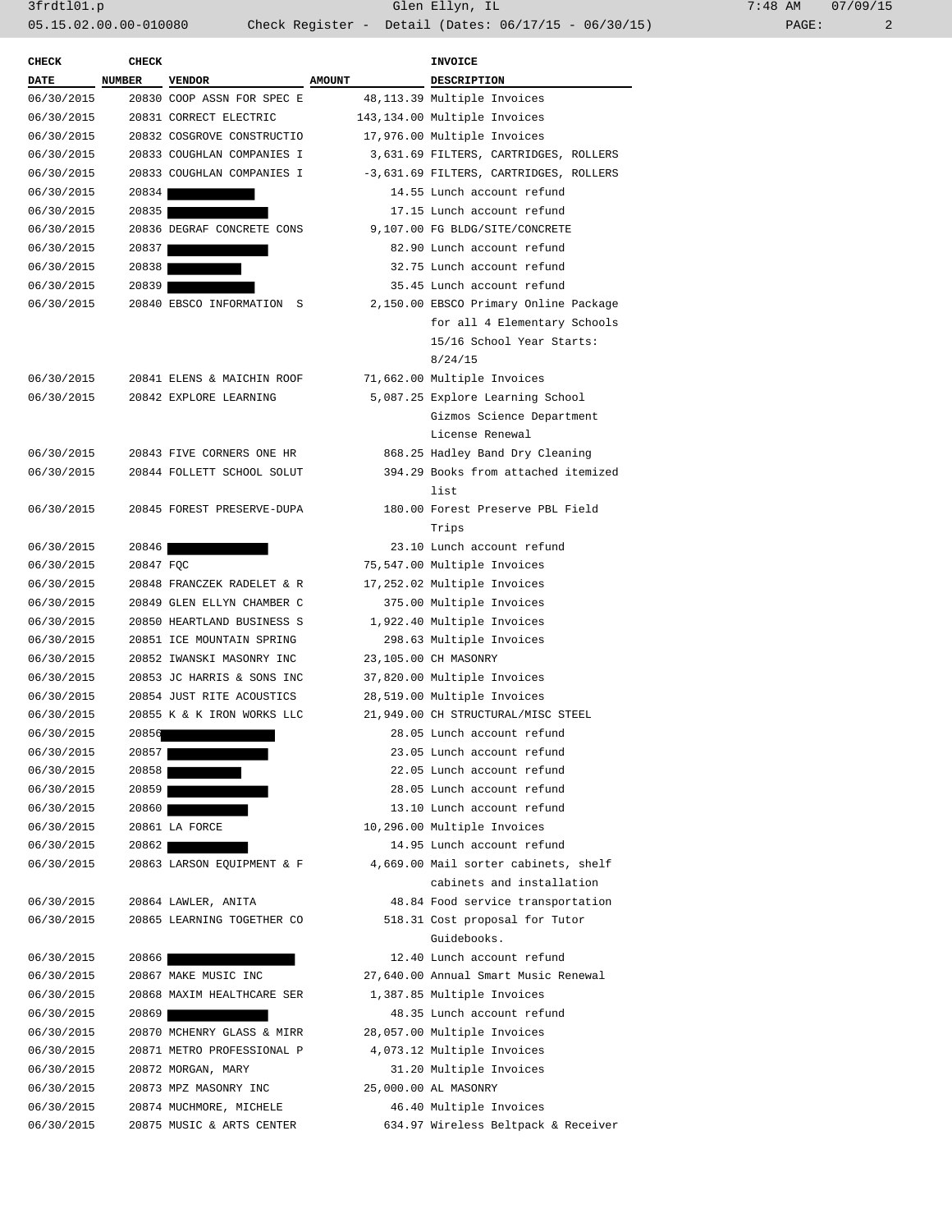| CHECK DATE | CHECK NUMBER | VENDOR | AMOUNT | INVOICE DESCRIPTION |
|---|---|---|---|---|
| 06/30/2015 | 20830 | COOP ASSN FOR SPEC E | 48,113.39 | Multiple Invoices |
| 06/30/2015 | 20831 | CORRECT ELECTRIC | 143,134.00 | Multiple Invoices |
| 06/30/2015 | 20832 | COSGROVE CONSTRUCTIO | 17,976.00 | Multiple Invoices |
| 06/30/2015 | 20833 | COUGHLAN COMPANIES I | 3,631.69 | FILTERS, CARTRIDGES, ROLLERS |
| 06/30/2015 | 20833 | COUGHLAN COMPANIES I | -3,631.69 | FILTERS, CARTRIDGES, ROLLERS |
| 06/30/2015 | 20834 | | 14.55 | Lunch account refund |
| 06/30/2015 | 20835 | | 17.15 | Lunch account refund |
| 06/30/2015 | 20836 | DEGRAF CONCRETE CONS | 9,107.00 | FG BLDG/SITE/CONCRETE |
| 06/30/2015 | 20837 | | 82.90 | Lunch account refund |
| 06/30/2015 | 20838 | | 32.75 | Lunch account refund |
| 06/30/2015 | 20839 | | 35.45 | Lunch account refund |
| 06/30/2015 | 20840 | EBSCO INFORMATION S | 2,150.00 | EBSCO Primary Online Package for all 4 Elementary Schools 15/16 School Year Starts: 8/24/15 |
| 06/30/2015 | 20841 | ELENS & MAICHIN ROOF | 71,662.00 | Multiple Invoices |
| 06/30/2015 | 20842 | EXPLORE LEARNING | 5,087.25 | Explore Learning School Gizmos Science Department License Renewal |
| 06/30/2015 | 20843 | FIVE CORNERS ONE HR | 868.25 | Hadley Band Dry Cleaning |
| 06/30/2015 | 20844 | FOLLETT SCHOOL SOLUT | 394.29 | Books from attached itemized list |
| 06/30/2015 | 20845 | FOREST PRESERVE-DUPA | 180.00 | Forest Preserve PBL Field Trips |
| 06/30/2015 | 20846 | | 23.10 | Lunch account refund |
| 06/30/2015 | 20847 | FQC | 75,547.00 | Multiple Invoices |
| 06/30/2015 | 20848 | FRANCZEK RADELET & R | 17,252.02 | Multiple Invoices |
| 06/30/2015 | 20849 | GLEN ELLYN CHAMBER C | 375.00 | Multiple Invoices |
| 06/30/2015 | 20850 | HEARTLAND BUSINESS S | 1,922.40 | Multiple Invoices |
| 06/30/2015 | 20851 | ICE MOUNTAIN SPRING | 298.63 | Multiple Invoices |
| 06/30/2015 | 20852 | IWANSKI MASONRY INC | 23,105.00 | CH MASONRY |
| 06/30/2015 | 20853 | JC HARRIS & SONS INC | 37,820.00 | Multiple Invoices |
| 06/30/2015 | 20854 | JUST RITE ACOUSTICS | 28,519.00 | Multiple Invoices |
| 06/30/2015 | 20855 | K & K IRON WORKS LLC | 21,949.00 | CH STRUCTURAL/MISC STEEL |
| 06/30/2015 | 20856 | | 28.05 | Lunch account refund |
| 06/30/2015 | 20857 | | 23.05 | Lunch account refund |
| 06/30/2015 | 20858 | | 22.05 | Lunch account refund |
| 06/30/2015 | 20859 | | 28.05 | Lunch account refund |
| 06/30/2015 | 20860 | | 13.10 | Lunch account refund |
| 06/30/2015 | 20861 | LA FORCE | 10,296.00 | Multiple Invoices |
| 06/30/2015 | 20862 | | 14.95 | Lunch account refund |
| 06/30/2015 | 20863 | LARSON EQUIPMENT & F | 4,669.00 | Mail sorter cabinets, shelf cabinets and installation |
| 06/30/2015 | 20864 | LAWLER, ANITA | 48.84 | Food service transportation |
| 06/30/2015 | 20865 | LEARNING TOGETHER CO | 518.31 | Cost proposal for Tutor Guidebooks. |
| 06/30/2015 | 20866 | | 12.40 | Lunch account refund |
| 06/30/2015 | 20867 | MAKE MUSIC INC | 27,640.00 | Annual Smart Music Renewal |
| 06/30/2015 | 20868 | MAXIM HEALTHCARE SER | 1,387.85 | Multiple Invoices |
| 06/30/2015 | 20869 | | 48.35 | Lunch account refund |
| 06/30/2015 | 20870 | MCHENRY GLASS & MIRR | 28,057.00 | Multiple Invoices |
| 06/30/2015 | 20871 | METRO PROFESSIONAL P | 4,073.12 | Multiple Invoices |
| 06/30/2015 | 20872 | MORGAN, MARY | 31.20 | Multiple Invoices |
| 06/30/2015 | 20873 | MPZ MASONRY INC | 25,000.00 | AL MASONRY |
| 06/30/2015 | 20874 | MUCHMORE, MICHELE | 46.40 | Multiple Invoices |
| 06/30/2015 | 20875 | MUSIC & ARTS CENTER | 634.97 | Wireless Beltpack & Receiver |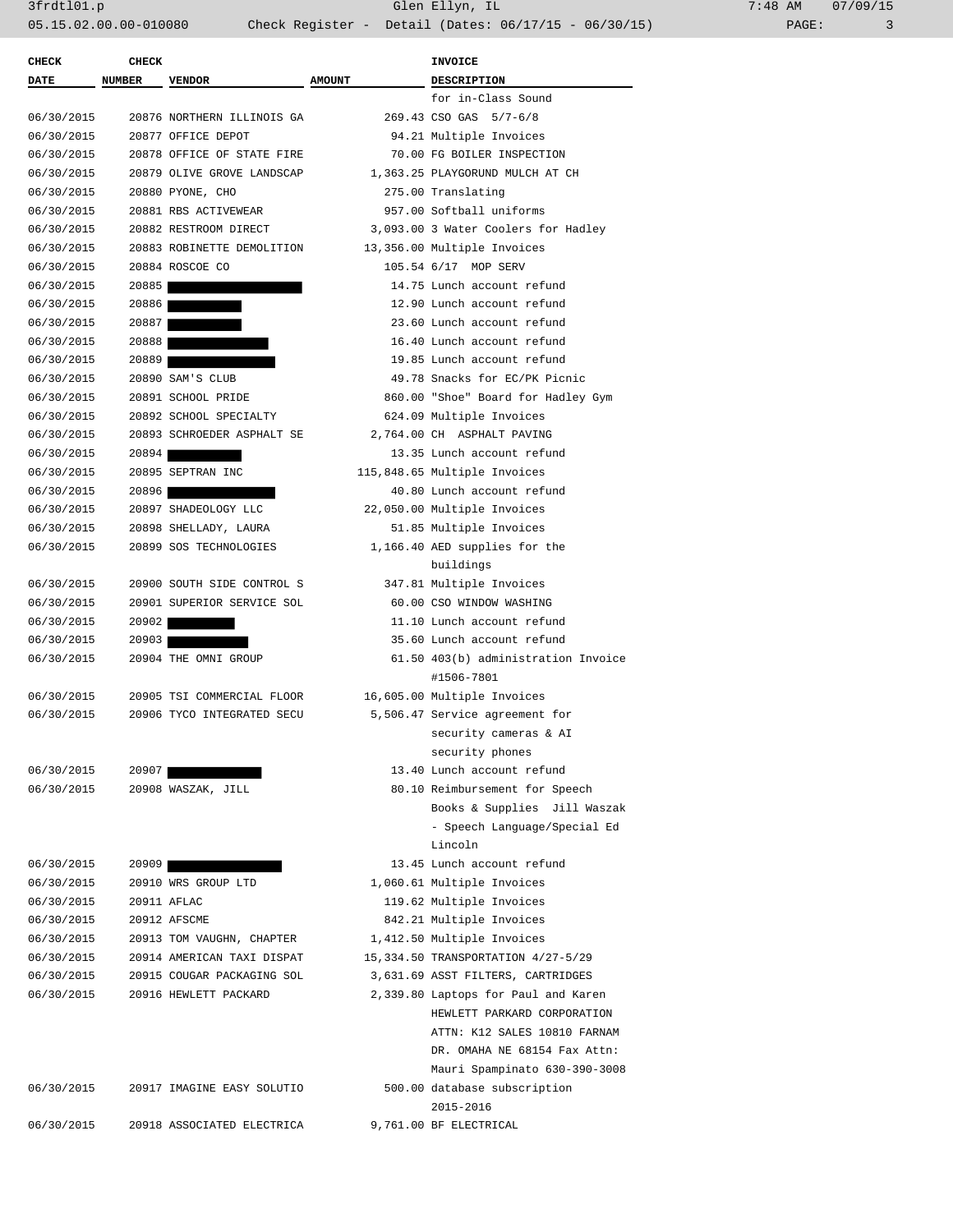| CHECK DATE | CHECK NUMBER | VENDOR | AMOUNT | INVOICE DESCRIPTION |
|---|---|---|---|---|
| | | | | for in-Class Sound |
| 06/30/2015 | 20876 | NORTHERN ILLINOIS GA | 269.43 | CSO GAS 5/7-6/8 |
| 06/30/2015 | 20877 | OFFICE DEPOT | 94.21 | Multiple Invoices |
| 06/30/2015 | 20878 | OFFICE OF STATE FIRE | 70.00 | FG BOILER INSPECTION |
| 06/30/2015 | 20879 | OLIVE GROVE LANDSCAP | 1,363.25 | PLAYGORUND MULCH AT CH |
| 06/30/2015 | 20880 | PYONE, CHO | 275.00 | Translating |
| 06/30/2015 | 20881 | RBS ACTIVEWEAR | 957.00 | Softball uniforms |
| 06/30/2015 | 20882 | RESTROOM DIRECT | 3,093.00 | 3 Water Coolers for Hadley |
| 06/30/2015 | 20883 | ROBINETTE DEMOLITION | 13,356.00 | Multiple Invoices |
| 06/30/2015 | 20884 | ROSCOE CO | 105.54 | 6/17 MOP SERV |
| 06/30/2015 | 20885 | | 14.75 | Lunch account refund |
| 06/30/2015 | 20886 | | 12.90 | Lunch account refund |
| 06/30/2015 | 20887 | | 23.60 | Lunch account refund |
| 06/30/2015 | 20888 | | 16.40 | Lunch account refund |
| 06/30/2015 | 20889 | | 19.85 | Lunch account refund |
| 06/30/2015 | 20890 | SAM'S CLUB | 49.78 | Snacks for EC/PK Picnic |
| 06/30/2015 | 20891 | SCHOOL PRIDE | 860.00 | "Shoe" Board for Hadley Gym |
| 06/30/2015 | 20892 | SCHOOL SPECIALTY | 624.09 | Multiple Invoices |
| 06/30/2015 | 20893 | SCHROEDER ASPHALT SE | 2,764.00 | CH ASPHALT PAVING |
| 06/30/2015 | 20894 | | 13.35 | Lunch account refund |
| 06/30/2015 | 20895 | SEPTRAN INC | 115,848.65 | Multiple Invoices |
| 06/30/2015 | 20896 | | 40.80 | Lunch account refund |
| 06/30/2015 | 20897 | SHADEOLOGY LLC | 22,050.00 | Multiple Invoices |
| 06/30/2015 | 20898 | SHELLADY, LAURA | 51.85 | Multiple Invoices |
| 06/30/2015 | 20899 | SOS TECHNOLOGIES | 1,166.40 | AED supplies for the buildings |
| 06/30/2015 | 20900 | SOUTH SIDE CONTROL S | 347.81 | Multiple Invoices |
| 06/30/2015 | 20901 | SUPERIOR SERVICE SOL | 60.00 | CSO WINDOW WASHING |
| 06/30/2015 | 20902 | | 11.10 | Lunch account refund |
| 06/30/2015 | 20903 | | 35.60 | Lunch account refund |
| 06/30/2015 | 20904 | THE OMNI GROUP | 61.50 | 403(b) administration Invoice #1506-7801 |
| 06/30/2015 | 20905 | TSI COMMERCIAL FLOOR | 16,605.00 | Multiple Invoices |
| 06/30/2015 | 20906 | TYCO INTEGRATED SECU | 5,506.47 | Service agreement for security cameras & AI security phones |
| 06/30/2015 | 20907 | | 13.40 | Lunch account refund |
| 06/30/2015 | 20908 | WASZAK, JILL | 80.10 | Reimbursement for Speech Books & Supplies Jill Waszak - Speech Language/Special Ed Lincoln |
| 06/30/2015 | 20909 | | 13.45 | Lunch account refund |
| 06/30/2015 | 20910 | WRS GROUP LTD | 1,060.61 | Multiple Invoices |
| 06/30/2015 | 20911 | AFLAC | 119.62 | Multiple Invoices |
| 06/30/2015 | 20912 | AFSCME | 842.21 | Multiple Invoices |
| 06/30/2015 | 20913 | TOM VAUGHN, CHAPTER | 1,412.50 | Multiple Invoices |
| 06/30/2015 | 20914 | AMERICAN TAXI DISPAT | 15,334.50 | TRANSPORTATION 4/27-5/29 |
| 06/30/2015 | 20915 | COUGAR PACKAGING SOL | 3,631.69 | ASST FILTERS, CARTRIDGES |
| 06/30/2015 | 20916 | HEWLETT PACKARD | 2,339.80 | Laptops for Paul and Karen HEWLETT PARKARD CORPORATION ATTN: K12 SALES 10810 FARNAM DR. OMAHA NE 68154 Fax Attn: Mauri Spampinato 630-390-3008 |
| 06/30/2015 | 20917 | IMAGINE EASY SOLUTIO | 500.00 | database subscription 2015-2016 |
| 06/30/2015 | 20918 | ASSOCIATED ELECTRICA | 9,761.00 | BF ELECTRICAL |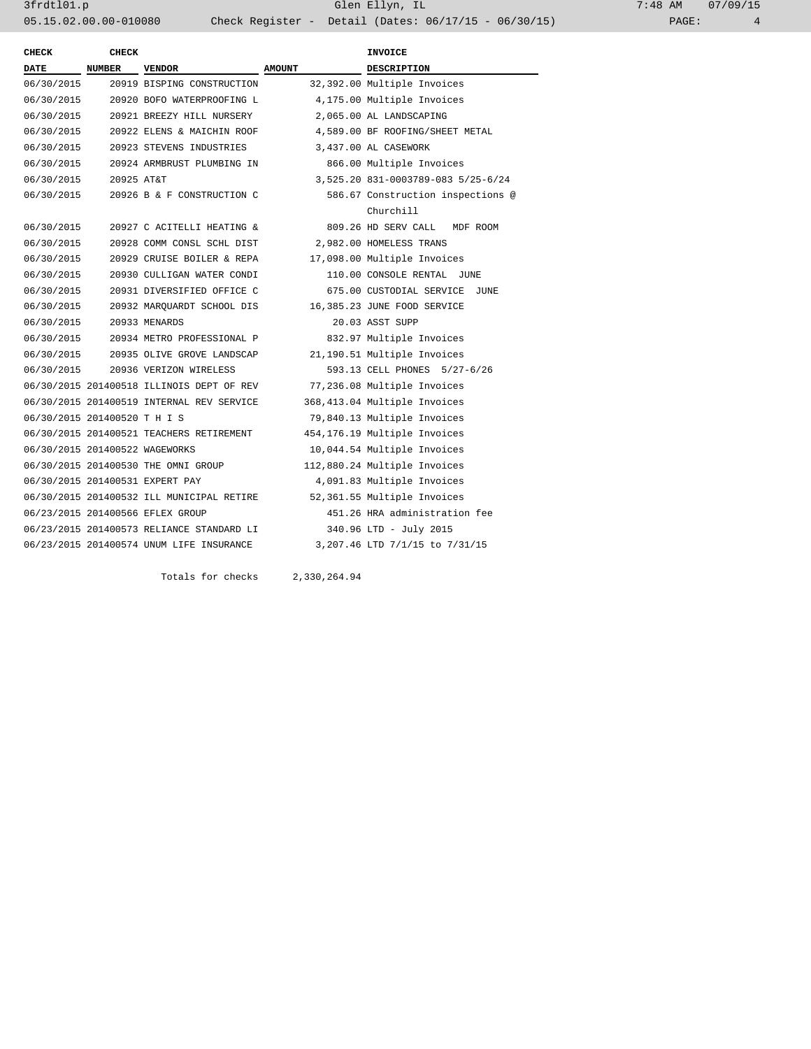| CHECK DATE | CHECK NUMBER | VENDOR | AMOUNT | INVOICE DESCRIPTION |
|---|---|---|---|---|
| 06/30/2015 | 20919 | BISPING CONSTRUCTION | 32,392.00 | Multiple Invoices |
| 06/30/2015 | 20920 | BOFO WATERPROOFING L | 4,175.00 | Multiple Invoices |
| 06/30/2015 | 20921 | BREEZY HILL NURSERY | 2,065.00 | AL LANDSCAPING |
| 06/30/2015 | 20922 | ELENS & MAICHIN ROOF | 4,589.00 | BF ROOFING/SHEET METAL |
| 06/30/2015 | 20923 | STEVENS INDUSTRIES | 3,437.00 | AL CASEWORK |
| 06/30/2015 | 20924 | ARMBRUST PLUMBING IN | 866.00 | Multiple Invoices |
| 06/30/2015 | 20925 | AT&T | 3,525.20 | 831-0003789-083 5/25-6/24 |
| 06/30/2015 | 20926 | B & F CONSTRUCTION C | 586.67 | Construction inspections @ Churchill |
| 06/30/2015 | 20927 | C ACITELLI HEATING & | 809.26 | HD SERV CALL MDF ROOM |
| 06/30/2015 | 20928 | COMM CONSL SCHL DIST | 2,982.00 | HOMELESS TRANS |
| 06/30/2015 | 20929 | CRUISE BOILER & REPA | 17,098.00 | Multiple Invoices |
| 06/30/2015 | 20930 | CULLIGAN WATER CONDI | 110.00 | CONSOLE RENTAL JUNE |
| 06/30/2015 | 20931 | DIVERSIFIED OFFICE C | 675.00 | CUSTODIAL SERVICE JUNE |
| 06/30/2015 | 20932 | MARQUARDT SCHOOL DIS | 16,385.23 | JUNE FOOD SERVICE |
| 06/30/2015 | 20933 | MENARDS | 20.03 | ASST SUPP |
| 06/30/2015 | 20934 | METRO PROFESSIONAL P | 832.97 | Multiple Invoices |
| 06/30/2015 | 20935 | OLIVE GROVE LANDSCAP | 21,190.51 | Multiple Invoices |
| 06/30/2015 | 20936 | VERIZON WIRELESS | 593.13 | CELL PHONES 5/27-6/26 |
| 06/30/2015 | 201400518 | ILLINOIS DEPT OF REV | 77,236.08 | Multiple Invoices |
| 06/30/2015 | 201400519 | INTERNAL REV SERVICE | 368,413.04 | Multiple Invoices |
| 06/30/2015 | 201400520 | T H I S | 79,840.13 | Multiple Invoices |
| 06/30/2015 | 201400521 | TEACHERS RETIREMENT | 454,176.19 | Multiple Invoices |
| 06/30/2015 | 201400522 | WAGEWORKS | 10,044.54 | Multiple Invoices |
| 06/30/2015 | 201400530 | THE OMNI GROUP | 112,880.24 | Multiple Invoices |
| 06/30/2015 | 201400531 | EXPERT PAY | 4,091.83 | Multiple Invoices |
| 06/30/2015 | 201400532 | ILL MUNICIPAL RETIRE | 52,361.55 | Multiple Invoices |
| 06/23/2015 | 201400566 | EFLEX GROUP | 451.26 | HRA administration fee |
| 06/23/2015 | 201400573 | RELIANCE STANDARD LI | 340.96 | LTD - July 2015 |
| 06/23/2015 | 201400574 | UNUM LIFE INSURANCE | 3,207.46 | LTD 7/1/15 to 7/31/15 |
| | | Totals for checks | 2,330,264.94 | |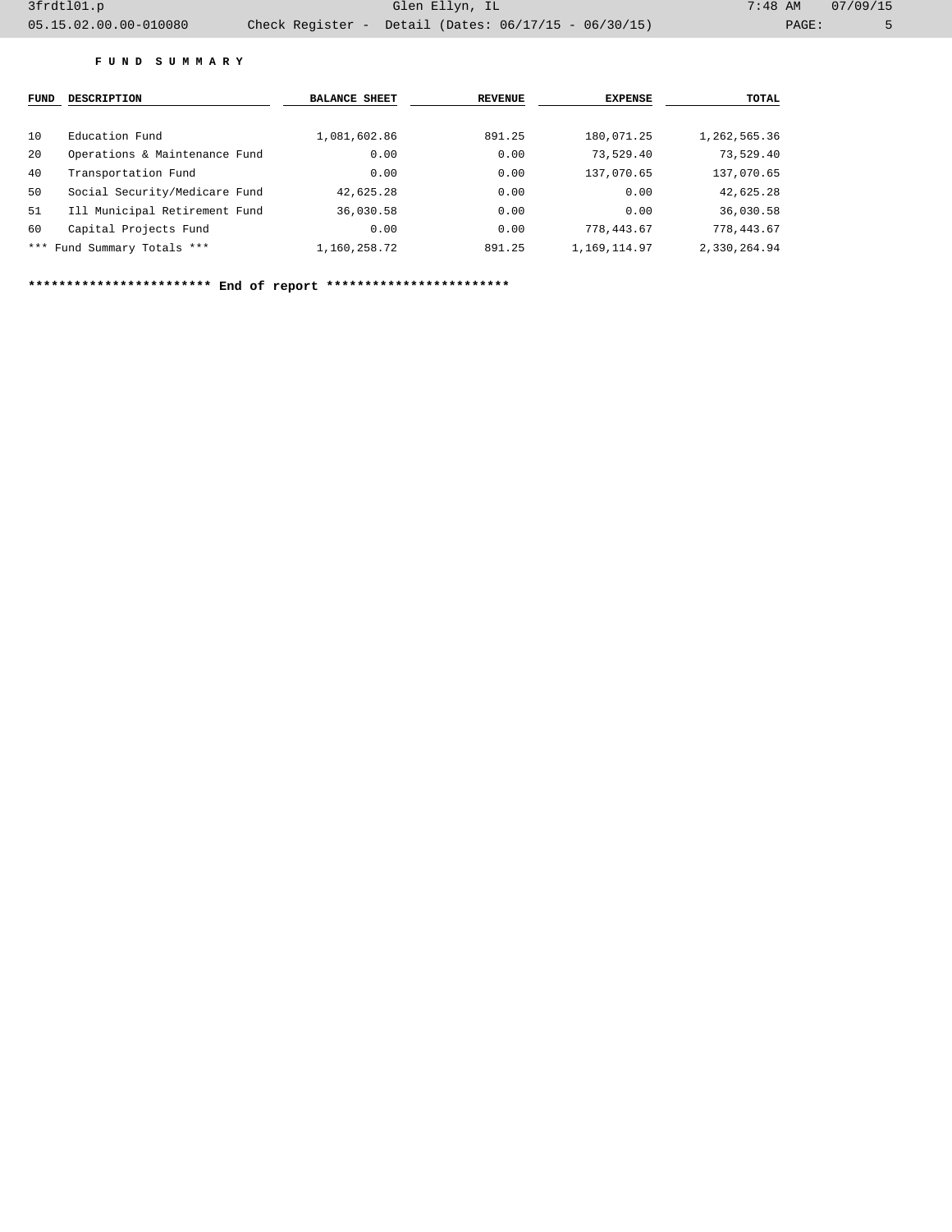**F U N D   S U M M A R Y**

| FUND | DESCRIPTION | BALANCE SHEET | REVENUE | EXPENSE | TOTAL |
|---|---|---|---|---|---|
| 10 | Education Fund | 1,081,602.86 | 891.25 | 180,071.25 | 1,262,565.36 |
| 20 | Operations & Maintenance Fund | 0.00 | 0.00 | 73,529.40 | 73,529.40 |
| 40 | Transportation Fund | 0.00 | 0.00 | 137,070.65 | 137,070.65 |
| 50 | Social Security/Medicare Fund | 42,625.28 | 0.00 | 0.00 | 42,625.28 |
| 51 | Ill Municipal Retirement Fund | 36,030.58 | 0.00 | 0.00 | 36,030.58 |
| 60 | Capital Projects Fund | 0.00 | 0.00 | 778,443.67 | 778,443.67 |
| *** Fund Summary Totals *** | | 1,160,258.72 | 891.25 | 1,169,114.97 | 2,330,264.94 |

************************ **End of report** ************************